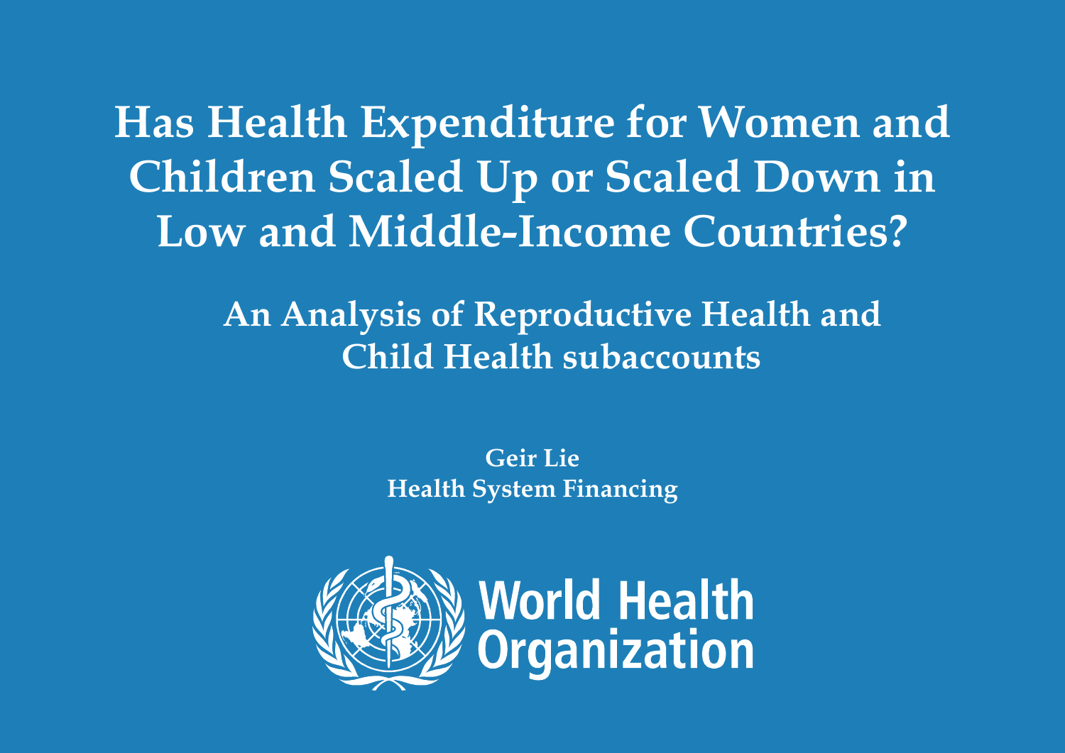# Has Health Expenditure for Women and Children Scaled Up or Scaled Down in Low and Middle-Income Countries?

## An Analysis of Reproductive Health and Child Health subaccounts

**Geir Lie**
**Health System Financing**

World Health Organization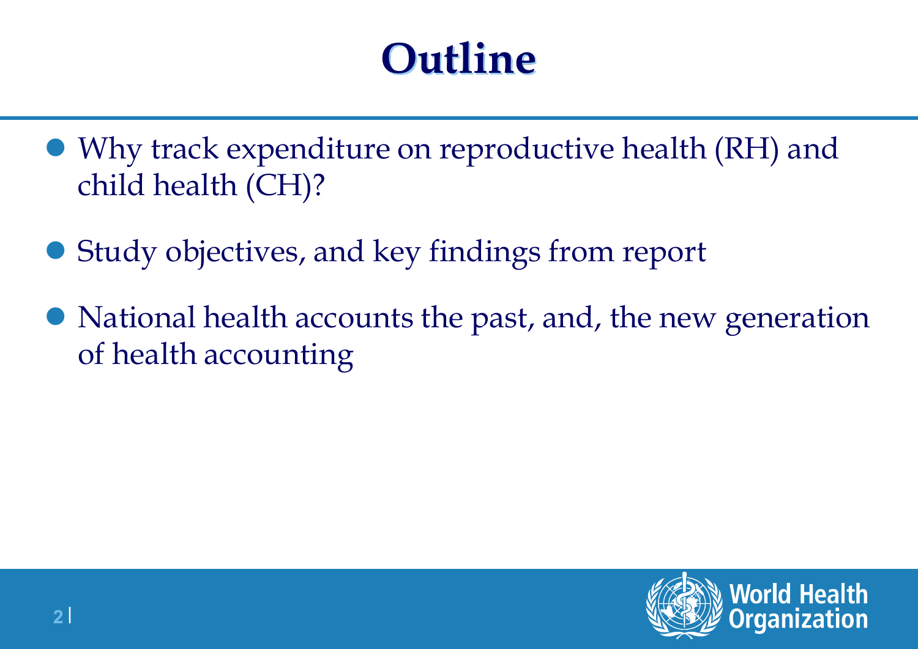# Outline

- Why track expenditure on reproductive health (RH) and child health (CH)?
- Study objectives, and key findings from report
- National health accounts the past, and, the new generation of health accounting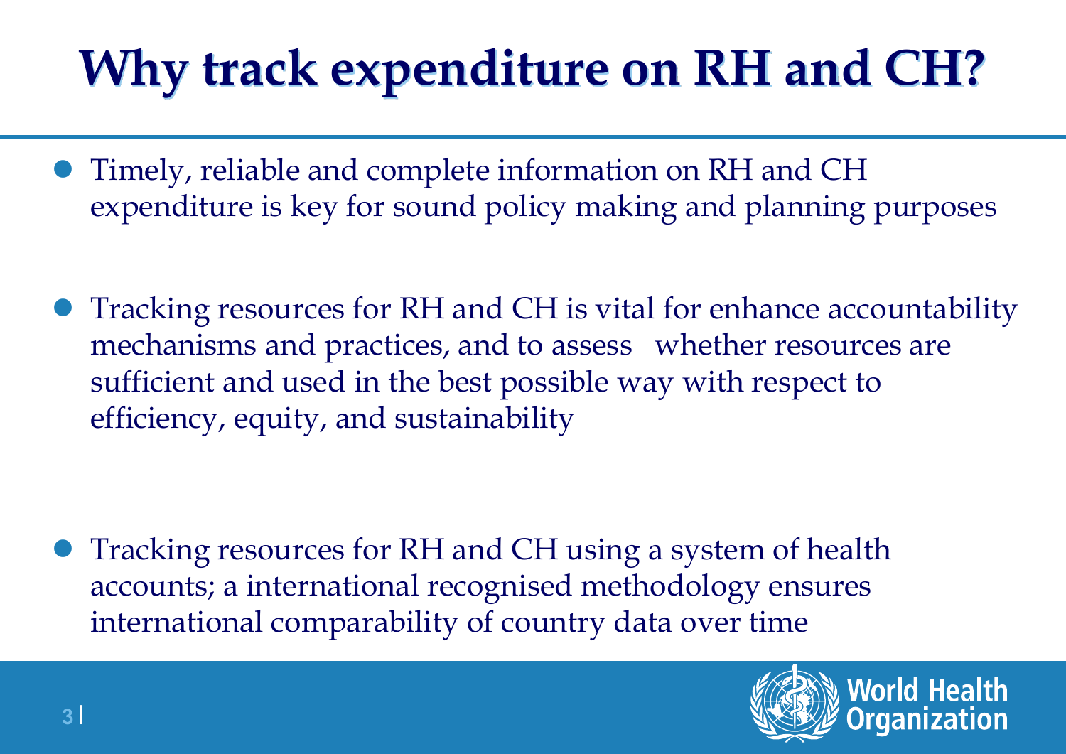# Why track expenditure on RH and CH?

- Timely, reliable and complete information on RH and CH expenditure is key for sound policy making and planning purposes

- Tracking resources for RH and CH is vital for enhance accountability mechanisms and practices, and to assess whether resources are sufficient and used in the best possible way with respect to efficiency, equity, and sustainability

- Tracking resources for RH and CH using a system of health accounts; a international recognised methodology ensures international comparability of country data over time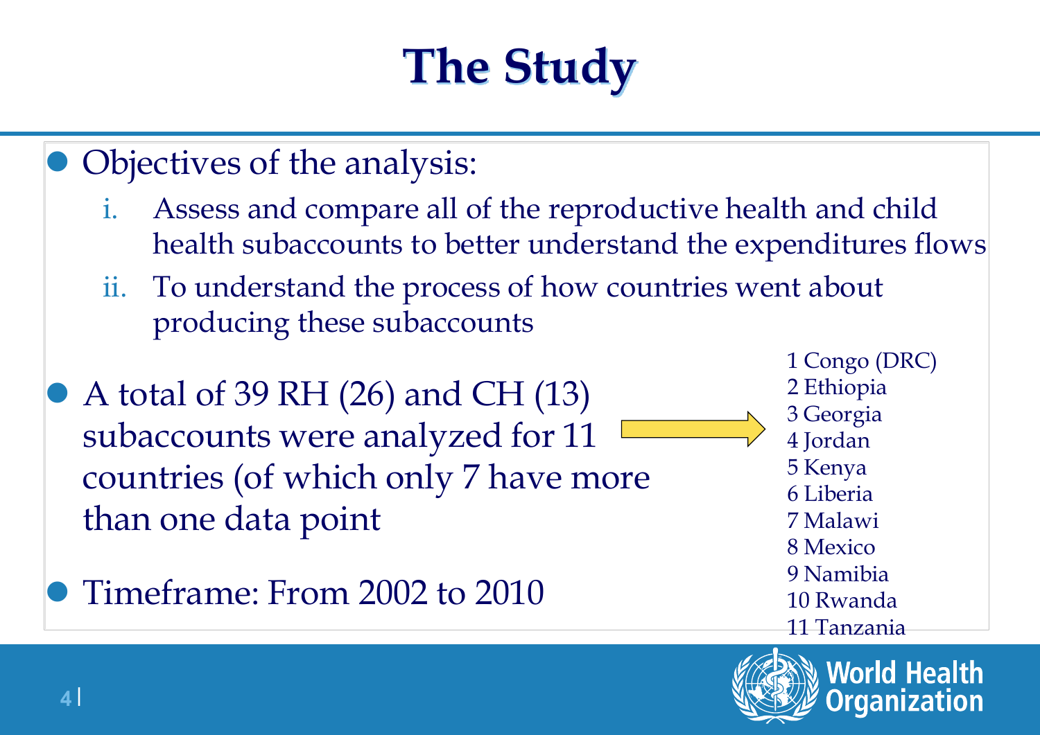# The Study

- Objectives of the analysis:
  i. Assess and compare all of the reproductive health and child health subaccounts to better understand the expenditures flows
  ii. To understand the process of how countries went about producing these subaccounts

- A total of 39 RH (26) and CH (13) subaccounts were analyzed for 11 countries (of which only 7 have more than one data point

1 Congo (DRC)
2 Ethiopia
3 Georgia
4 Jordan
5 Kenya
6 Liberia
7 Malawi
8 Mexico
9 Namibia
10 Rwanda
11 Tanzania

- Timeframe: From 2002 to 2010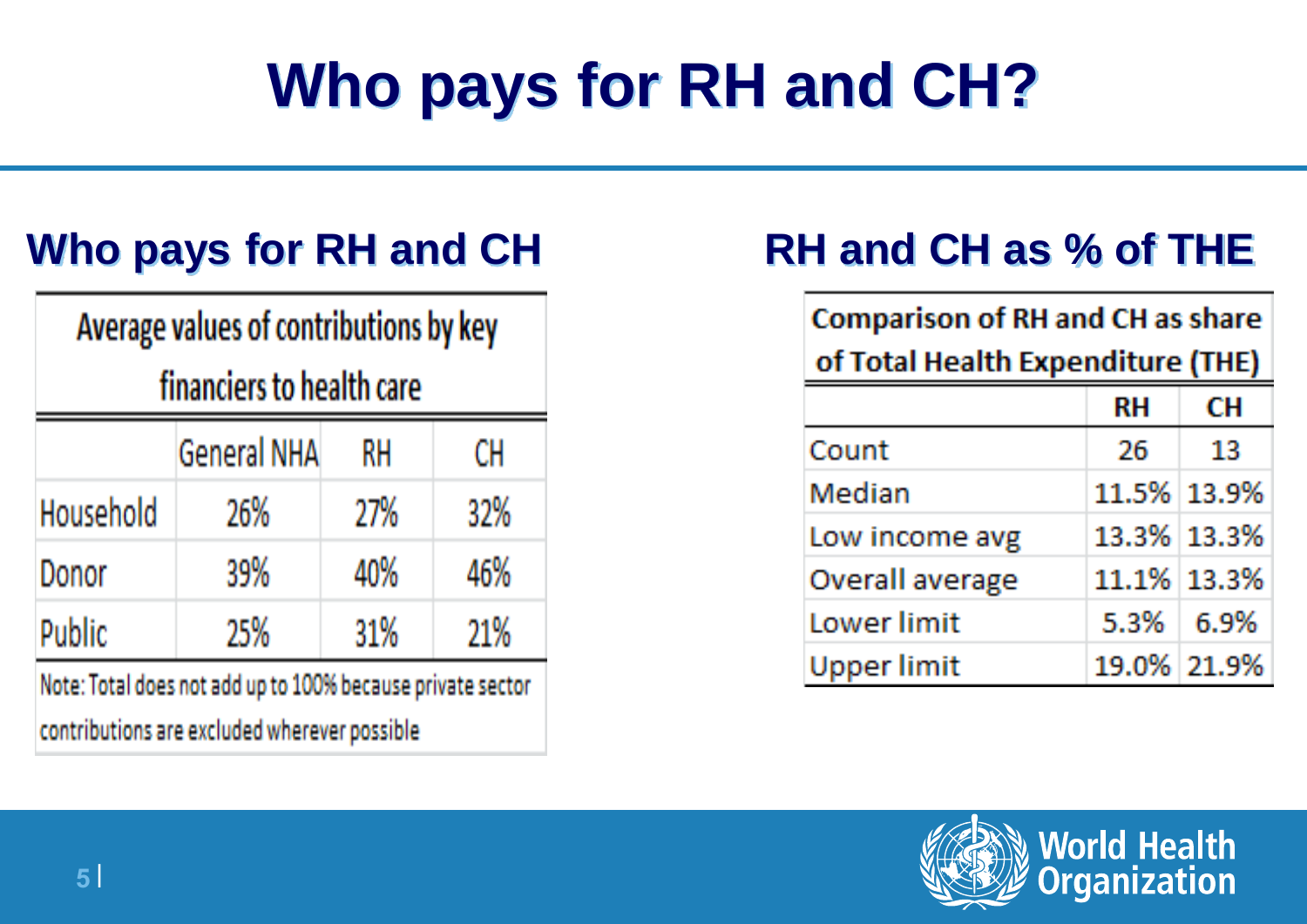# Who pays for RH and CH?

## Who pays for RH and CH

| Average values of contributions by key financiers to health care | | | |
|---|---|---|---|
| | General NHA | RH | CH |
| Household | 26% | 27% | 32% |
| Donor | 39% | 40% | 46% |
| Public | 25% | 31% | 21% |

Note: Total does not add up to 100% because private sector contributions are excluded wherever possible

## RH and CH as % of THE

| Comparison of RH and CH as share of Total Health Expenditure (THE) | | |
|---|---|---|
| | RH | CH |
| Count | 26 | 13 |
| Median | 11.5% | 13.9% |
| Low income avg | 13.3% | 13.3% |
| Overall average | 11.1% | 13.3% |
| Lower limit | 5.3% | 6.9% |
| Upper limit | 19.0% | 21.9% |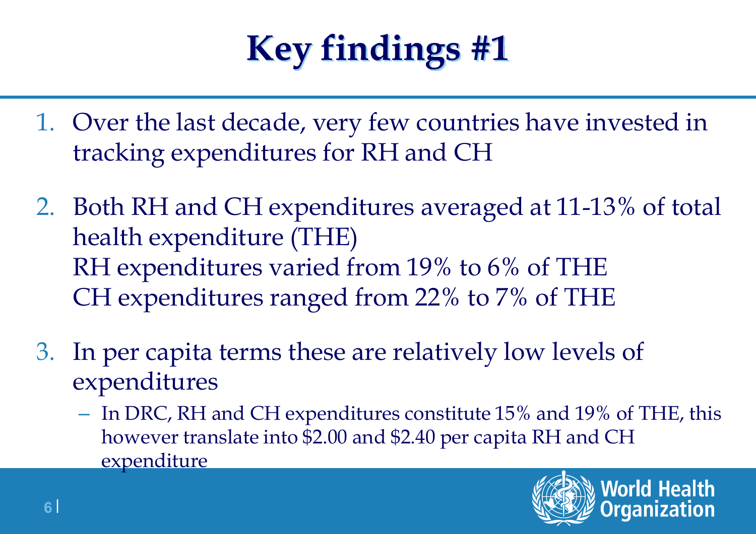# Key findings #1

1. Over the last decade, very few countries have invested in tracking expenditures for RH and CH

2. Both RH and CH expenditures averaged at 11-13% of total health expenditure (THE)
   RH expenditures varied from 19% to 6% of THE
   CH expenditures ranged from 22% to 7% of THE

3. In per capita terms these are relatively low levels of expenditures
   - In DRC, RH and CH expenditures constitute 15% and 19% of THE, this however translate into $2.00 and $2.40 per capita RH and CH expenditure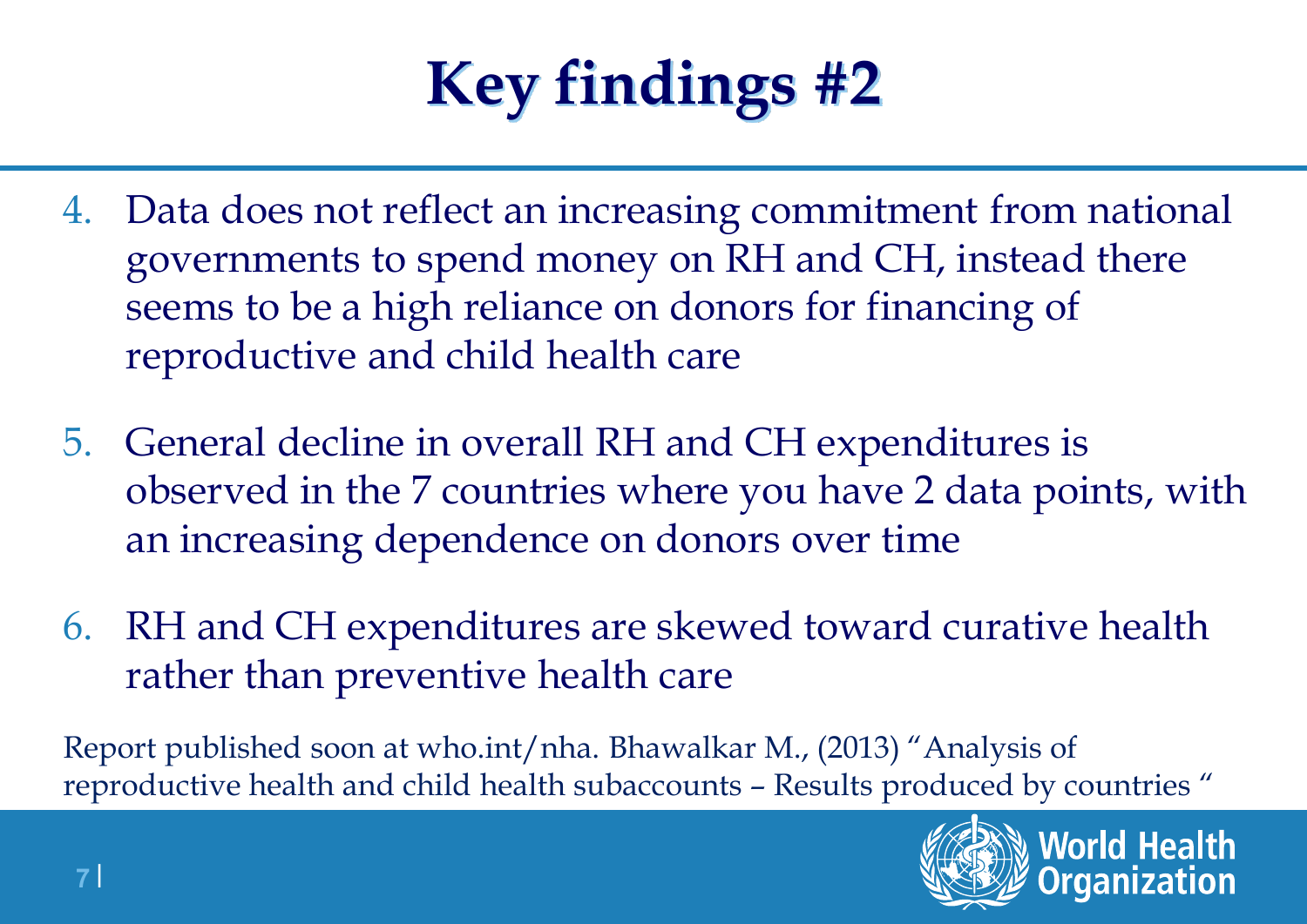# Key findings #2

4. Data does not reflect an increasing commitment from national governments to spend money on RH and CH, instead there seems to be a high reliance on donors for financing of reproductive and child health care
5. General decline in overall RH and CH expenditures is observed in the 7 countries where you have 2 data points, with an increasing dependence on donors over time
6. RH and CH expenditures are skewed toward curative health rather than preventive health care

Report published soon at who.int/nha. Bhawalkar M., (2013) "Analysis of reproductive health and child health subaccounts – Results produced by countries "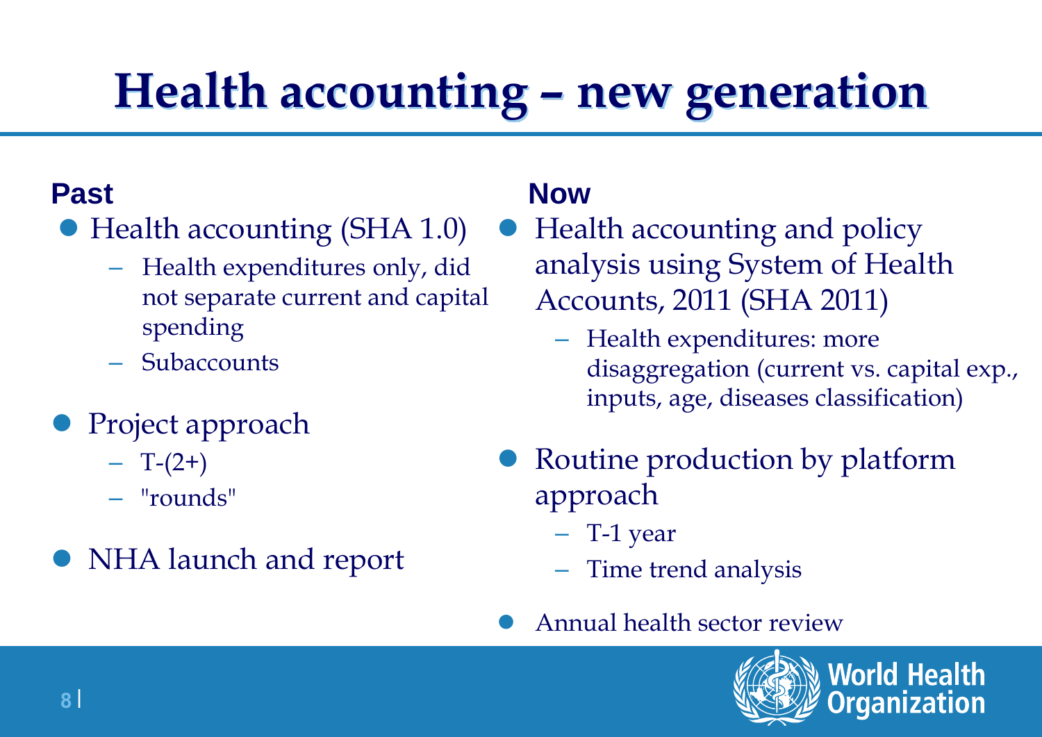# Health accounting – new generation

## Past

- Health accounting (SHA 1.0)
  - Health expenditures only, did not separate current and capital spending
  - Subaccounts
- Project approach
  - T-(2+)
  - "rounds"
- NHA launch and report

## Now

- Health accounting and policy analysis using System of Health Accounts, 2011 (SHA 2011)
  - Health expenditures: more disaggregation (current vs. capital exp., inputs, age, diseases classification)
- Routine production by platform approach
  - T-1 year
  - Time trend analysis
- Annual health sector review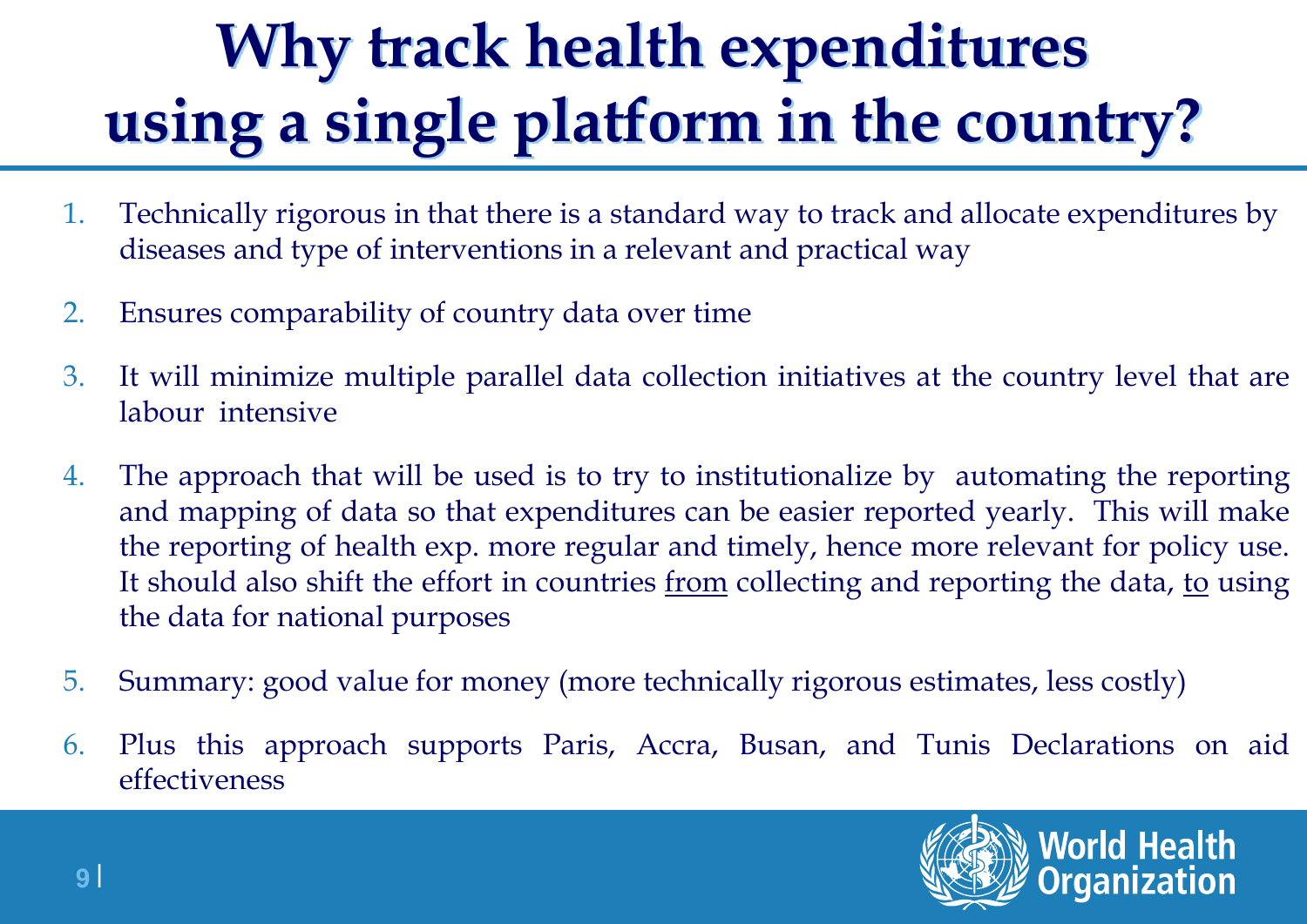# Why track health expenditures using a single platform in the country?

1. Technically rigorous in that there is a standard way to track and allocate expenditures by diseases and type of interventions in a relevant and practical way
2. Ensures comparability of country data over time
3. It will minimize multiple parallel data collection initiatives at the country level that are labour intensive
4. The approach that will be used is to try to institutionalize by automating the reporting and mapping of data so that expenditures can be easier reported yearly. This will make the reporting of health exp. more regular and timely, hence more relevant for policy use. It should also shift the effort in countries <u>from</u> collecting and reporting the data, <u>to</u> using the data for national purposes
5. Summary: good value for money (more technically rigorous estimates, less costly)
6. Plus this approach supports Paris, Accra, Busan, and Tunis Declarations on aid effectiveness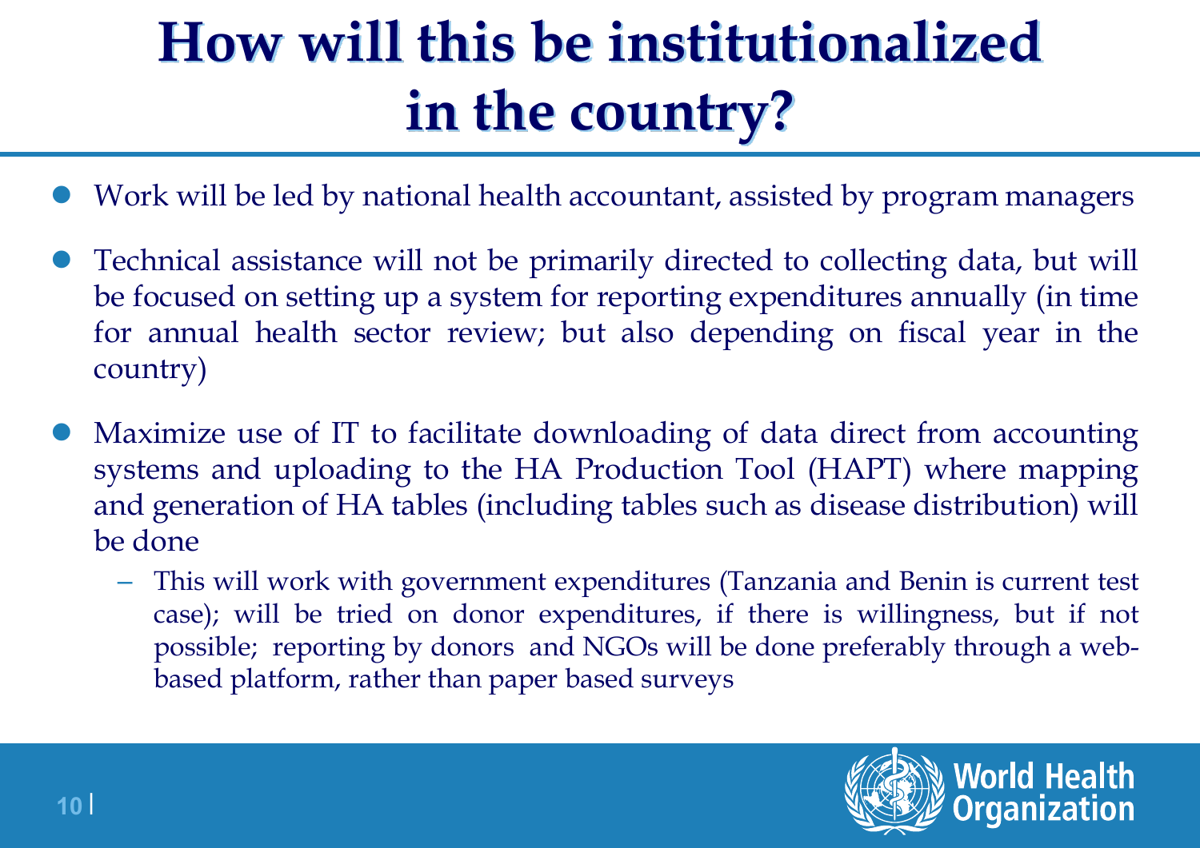# How will this be institutionalized in the country?

- Work will be led by national health accountant, assisted by program managers
- Technical assistance will not be primarily directed to collecting data, but will be focused on setting up a system for reporting expenditures annually (in time for annual health sector review; but also depending on fiscal year in the country)
- Maximize use of IT to facilitate downloading of data direct from accounting systems and uploading to the HA Production Tool (HAPT) where mapping and generation of HA tables (including tables such as disease distribution) will be done
  - This will work with government expenditures (Tanzania and Benin is current test case); will be tried on donor expenditures, if there is willingness, but if not possible; reporting by donors and NGOs will be done preferably through a web-based platform, rather than paper based surveys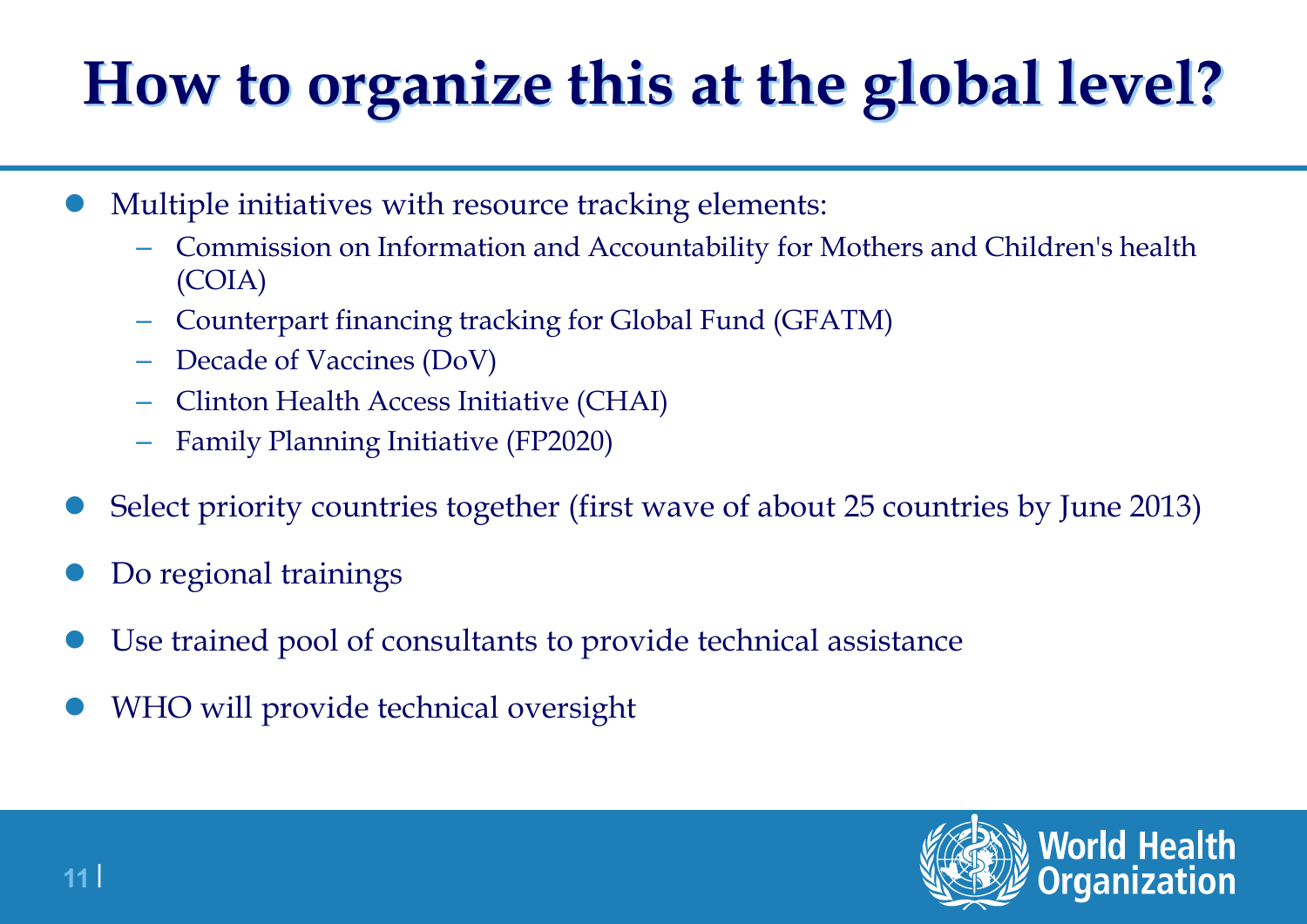# How to organize this at the global level?

- Multiple initiatives with resource tracking elements:
  - Commission on Information and Accountability for Mothers and Children's health (COIA)
  - Counterpart financing tracking for Global Fund (GFATM)
  - Decade of Vaccines (DoV)
  - Clinton Health Access Initiative (CHAI)
  - Family Planning Initiative (FP2020)
- Select priority countries together (first wave of about 25 countries by June 2013)
- Do regional trainings
- Use trained pool of consultants to provide technical assistance
- WHO will provide technical oversight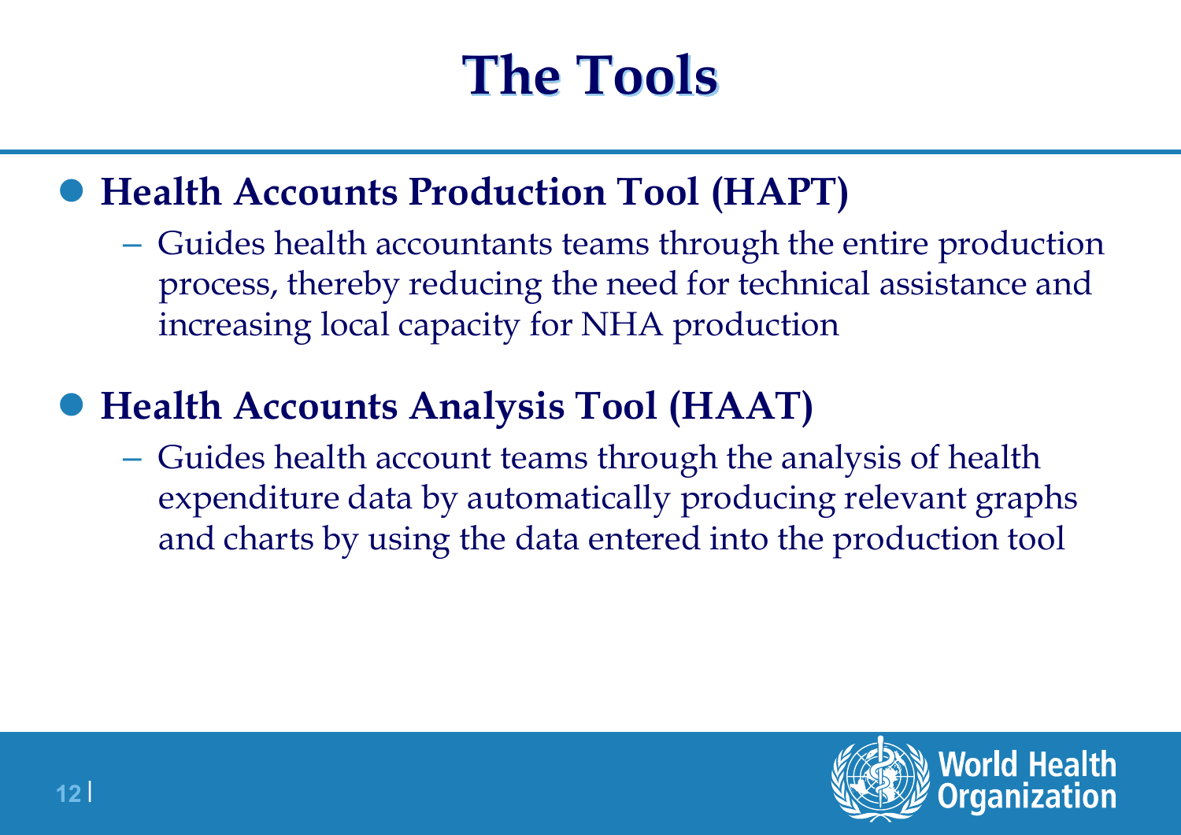# The Tools

- **Health Accounts Production Tool (HAPT)**
  - Guides health accountants teams through the entire production process, thereby reducing the need for technical assistance and increasing local capacity for NHA production

- **Health Accounts Analysis Tool (HAAT)**
  - Guides health account teams through the analysis of health expenditure data by automatically producing relevant graphs and charts by using the data entered into the production tool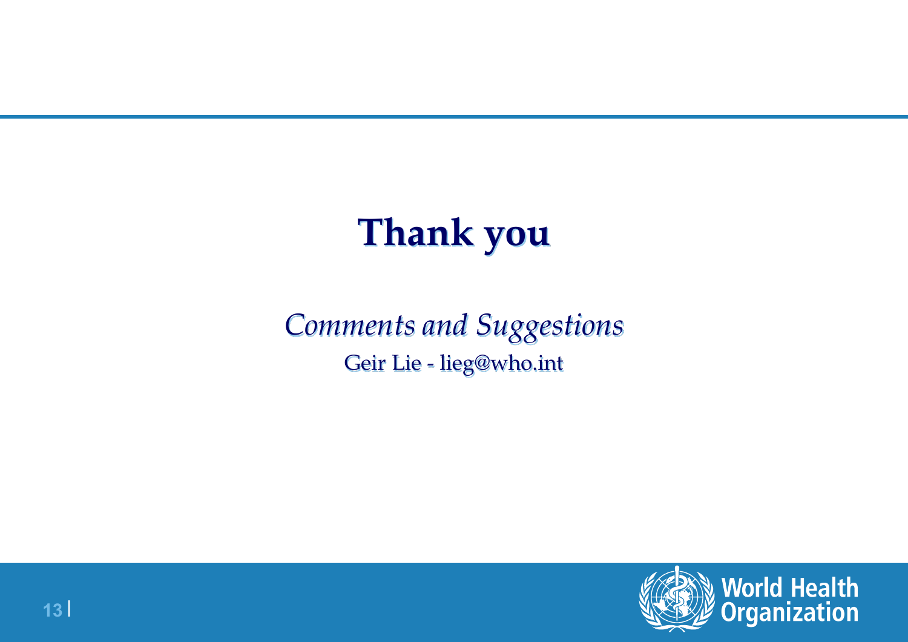# Thank you

*Comments and Suggestions*

Geir Lie - lieg@who.int